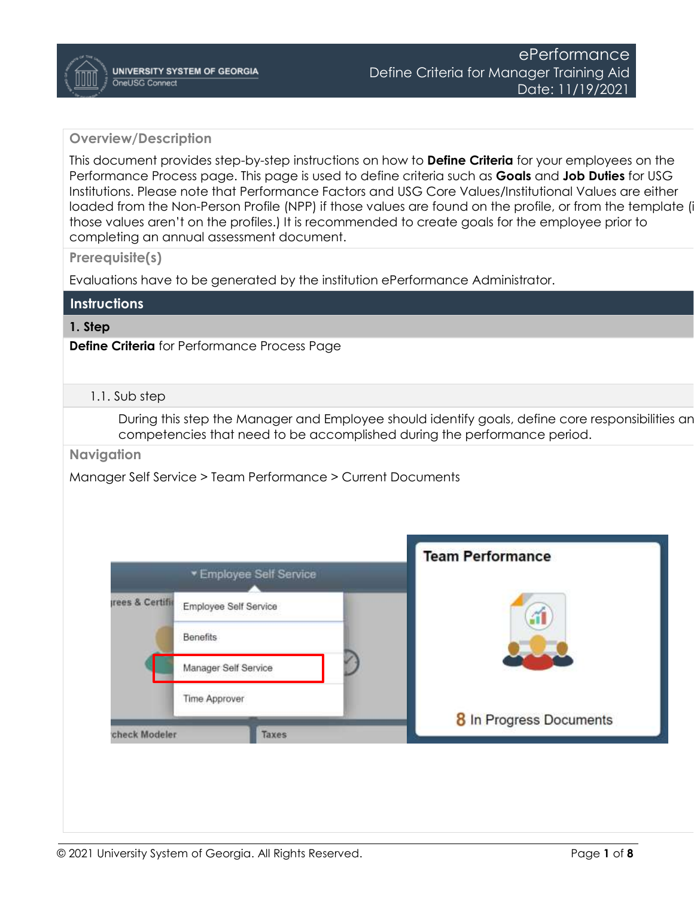# ePerformance

## Define Criteria for Manager Training Aid

Date: 11/19/2021

### Overview/Description

This document provides step-by-step instructions on how to **Define Criteria** for your employees on the Performance Process page. This page is used to define criteria such as **Goals** and **Job Duties** for USG Institutions. Please note that Performance Factors and USG Core Values/Institutional Values are either loaded from the Non-Person Profile (NPP) if those values are found on the profile, or from the template (i those values aren't on the profiles.) It is recommended to create goals for the employee prior to completing an annual assessment document.

### Prerequisite(s)

Evaluations have to be generated by the institution ePerformance Administrator.

## Instructions

### 1. Step

**Define Criteria** for Performance Process Page

#### 1.1. Sub step

During this step the Manager and Employee should identify goals, define core responsibilities an competencies that need to be accomplished during the performance period.

### Navigation

Manager Self Service > Team Performance > Current Documents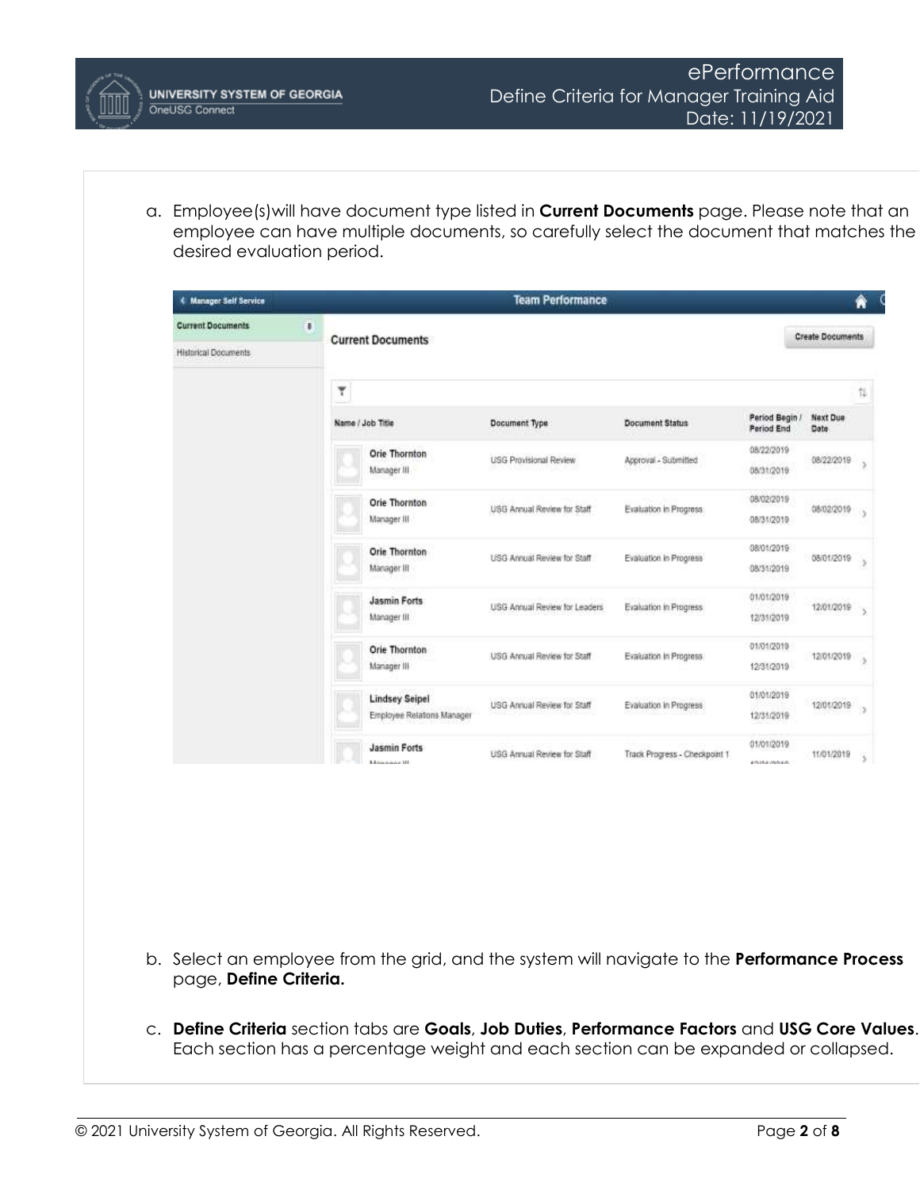a. Employee(s)will have document type listed in **Current Documents** page. Please note that an employee can have multiple documents, so carefully select the document that matches the desired evaluation period.

b. Select an employee from the grid, and the system will navigate to the **Performance Process** page, **Define Criteria.**

c. **Define Criteria** section tabs are **Goals**, **Job Duties**, **Performance Factors** and **USG Core Values**. Each section has a percentage weight and each section can be expanded or collapsed.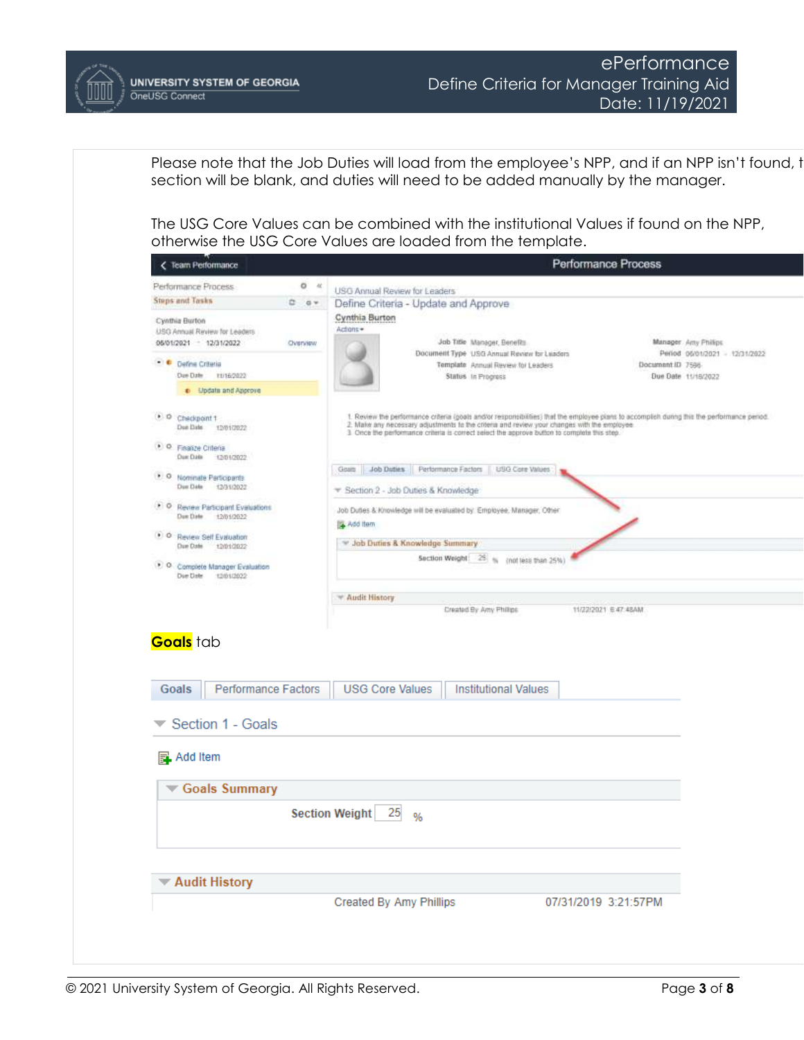Please note that the Job Duties will load from the employee's NPP, and if an NPP isn't found, t section will be blank, and duties will need to be added manually by the manager.

The USG Core Values can be combined with the institutional Values if found on the NPP, otherwise the USG Core Values are loaded from the template.

Team Performance | Performance Process

Performance Process
Steps and Tasks

Cynthia Burton
USG Annual Review for Leaders
06/01/2021 - 12/31/2022 Overview

- Define Criteria
  Due Date 11/16/2022
  - Update and Approve
- Checkpoint 1
  Due Date 12/01/2022
- Finalize Criteria
  Due Date 12/01/2022
- Nominate Participants
  Due Date 12/31/2022
- Review Participant Evaluations
  Due Date 12/01/2022
- Review Self Evaluation
  Due Date 12/01/2022
- Complete Manager Evaluation
  Due Date 12/01/2022

USG Annual Review for Leaders
Define Criteria - Update and Approve
Cynthia Burton
Actions

Job Title Manager, Benefits
Document Type USG Annual Review for Leaders
Template Annual Review for Leaders
Status In Progress

Manager Amy Phillips
Period 06/01/2021 - 12/31/2022
Document ID 7596
Due Date 11/16/2022

1. Review the performance criteria (goals and/or responsibilities) that the employee plans to accomplish during this the performance period.
2. Make any necessary adjustments to the criteria and review your changes with the employee.
3. Once the performance criteria is correct select the approve button to complete this step.

Goals | Job Duties | Performance Factors | USG Core Values

Section 2 - Job Duties & Knowledge

Job Duties & Knowledge will be evaluated by: Employee, Manager, Other

Add Item

Job Duties & Knowledge Summary

Section Weight 25 % (not less than 25%)

Audit History

Created By Amy Phillips 11/22/2021 6:47:48AM

**Goals** tab

Goals | Performance Factors | USG Core Values | Institutional Values

Section 1 - Goals

Add Item

Goals Summary

Section Weight 25 %

Audit History

Created By Amy Phillips 07/31/2019 3:21:57PM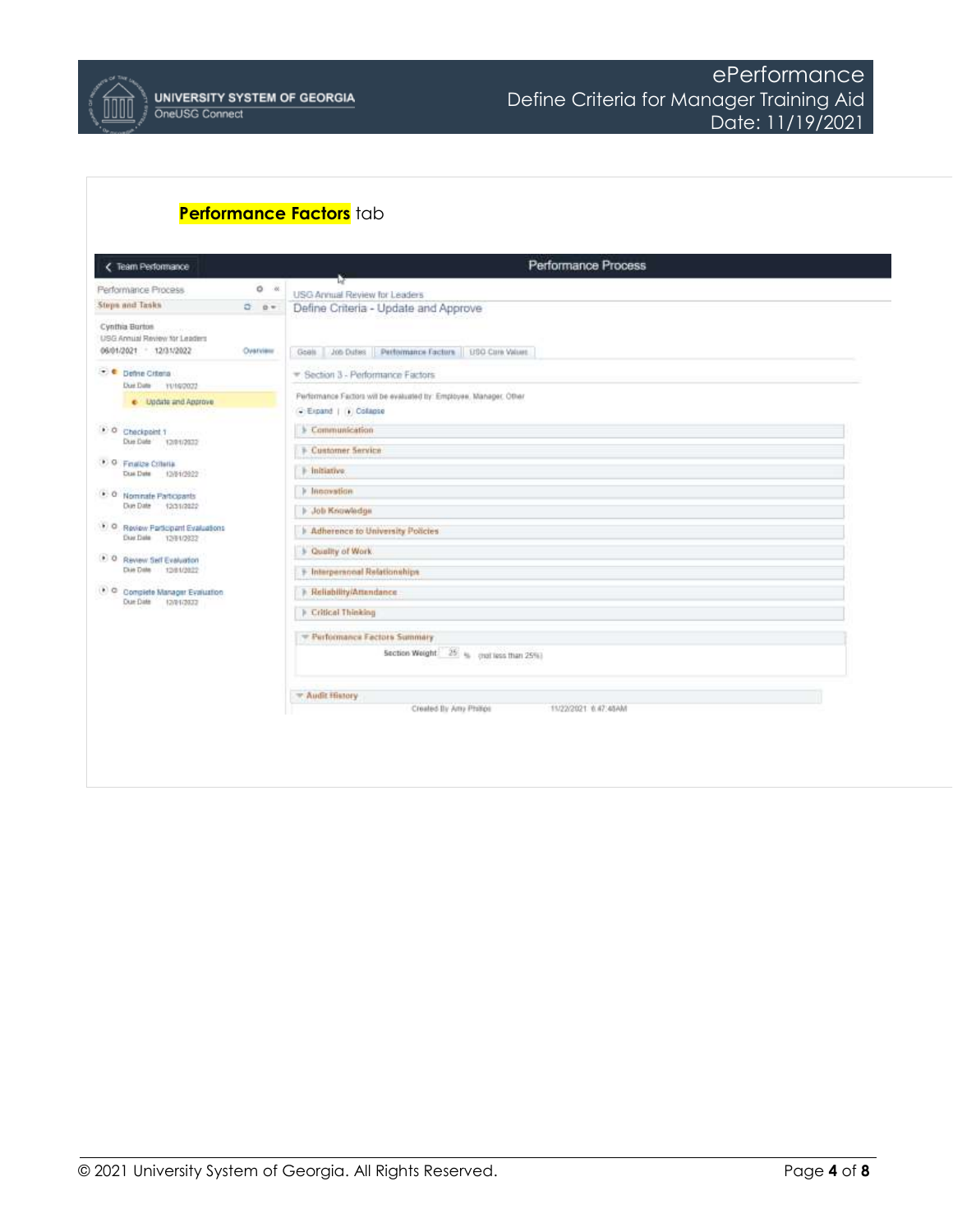**Performance Factors** tab

Team Performance

Performance Process

Performance Process

Steps and Tasks

Cynthia Burton

USG Annual Review for Leaders

06/01/2021 - 12/31/2022 Overview

Define Criteria

Due Date 11/19/2022

Update and Approve

Checkpoint 1

Due Date 12/01/2022

Finalize Criteria

Due Date 12/01/2022

Nominate Participants

Due Date 12/31/2022

Review Participant Evaluations

Due Date 12/01/2022

Review Self Evaluation

Due Date 12/01/2022

Complete Manager Evaluation

Due Date 12/01/2022

USG Annual Review for Leaders

Define Criteria - Update and Approve

Goals | Job Duties | Performance Factors | USG Core Values

Section 3 - Performance Factors

Performance Factors will be evaluated by: Employee, Manager, Other

Expand | Collapse

- Communication
- Customer Service
- Initiative
- Innovation
- Job Knowledge
- Adherence to University Policies
- Quality of Work
- Interpersonal Relationships
- Reliability/Attendance
- Critical Thinking

Performance Factors Summary

Section Weight 25 % (not less than 25%)

Audit History

Created By Amy Phillips 11/22/2021 6:47:48AM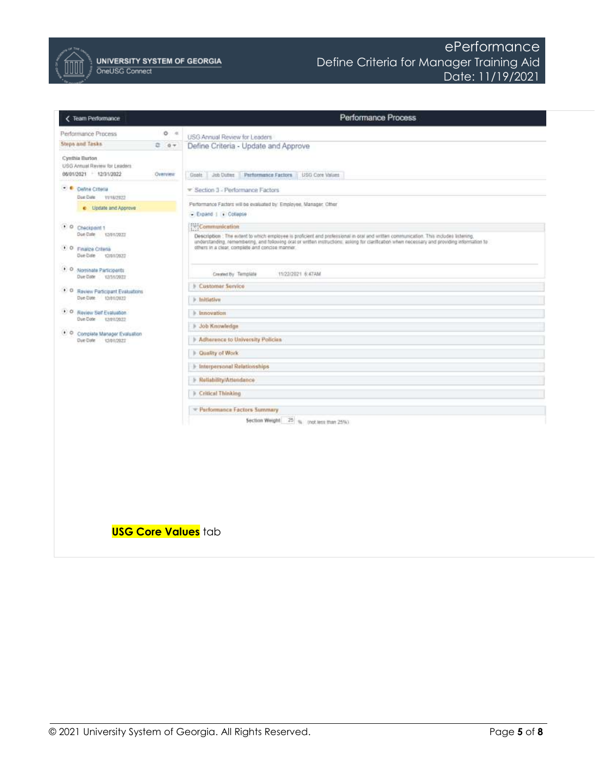Team Performance

**Performance Process**

Performance Process

Steps and Tasks

Cynthia Burton
USG Annual Review for Leaders
06/01/2021 - 12/31/2022 Overview

- Define Criteria
  Due Date 11/18/2022
  - Update and Approve
- Checkpoint 1
  Due Date 12/01/2022
- Finalize Criteria
  Due Date 12/01/2022
- Nominate Participants
  Due Date 12/31/2022
- Review Participant Evaluations
  Due Date 12/01/2022
- Review Self Evaluation
  Due Date 12/01/2022
- Complete Manager Evaluation
  Due Date 12/01/2022

USG Annual Review for Leaders

Define Criteria - Update and Approve

Goals | Job Duties | Performance Factors | USG Core Values

Section 3 - Performance Factors

Performance Factors will be evaluated by: Employee, Manager, Other

Expand | Collapse

**Communication**

Description: The extent to which employee is proficient and professional in oral and written communication. This includes listening, understanding, remembering, and following oral or written instructions; asking for clarification when necessary and providing information to others in a clear, complete and concise manner.

Created By Template 11/22/2021 6:47AM

- Customer Service
- Initiative
- Innovation
- Job Knowledge
- Adherence to University Policies
- Quality of Work
- Interpersonal Relationships
- Reliability/Attendance
- Critical Thinking

Performance Factors Summary

Section Weight 25 % (not less than 25%)

**USG Core Values** tab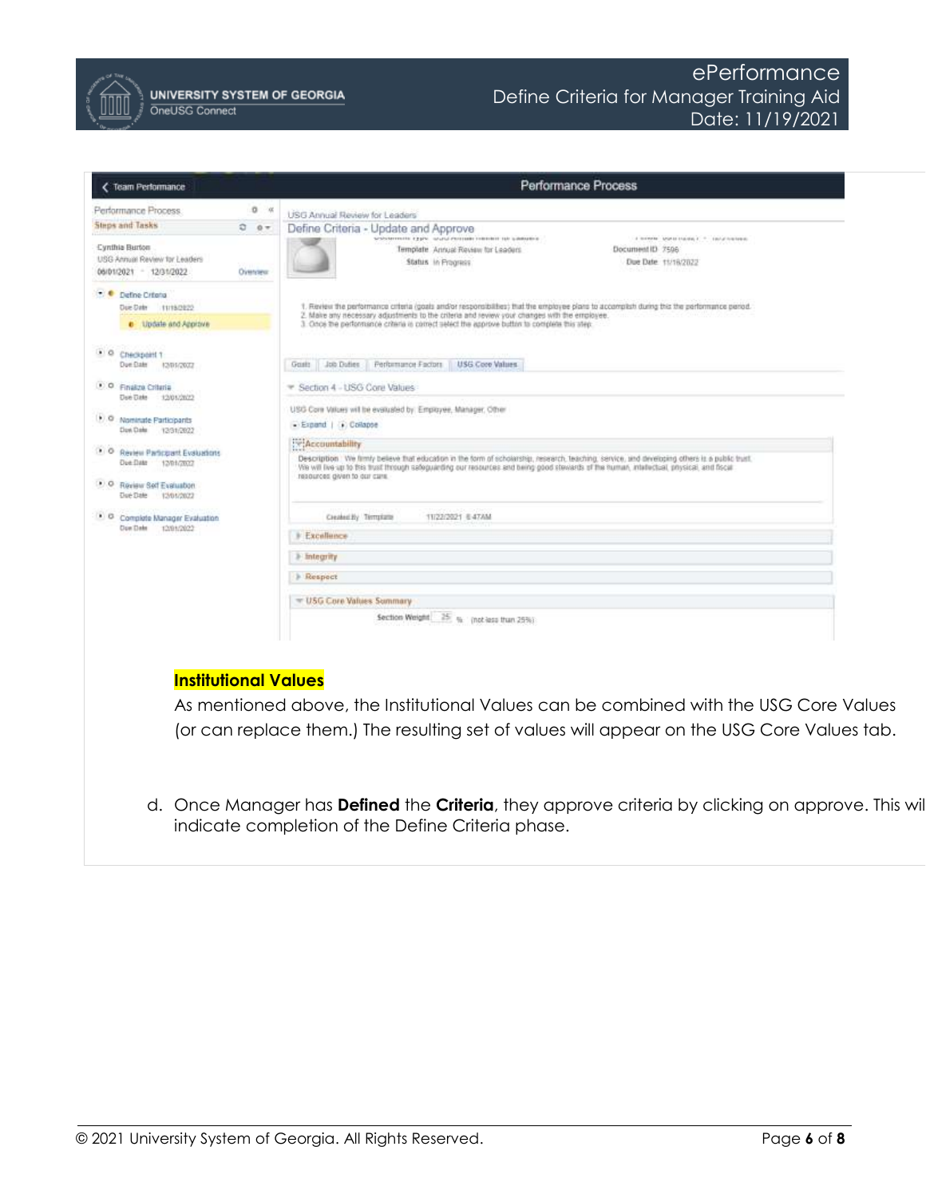**Institutional Values**

As mentioned above, the Institutional Values can be combined with the USG Core Values (or can replace them.) The resulting set of values will appear on the USG Core Values tab.

d. Once Manager has **Defined** the **Criteria**, they approve criteria by clicking on approve. This wil indicate completion of the Define Criteria phase.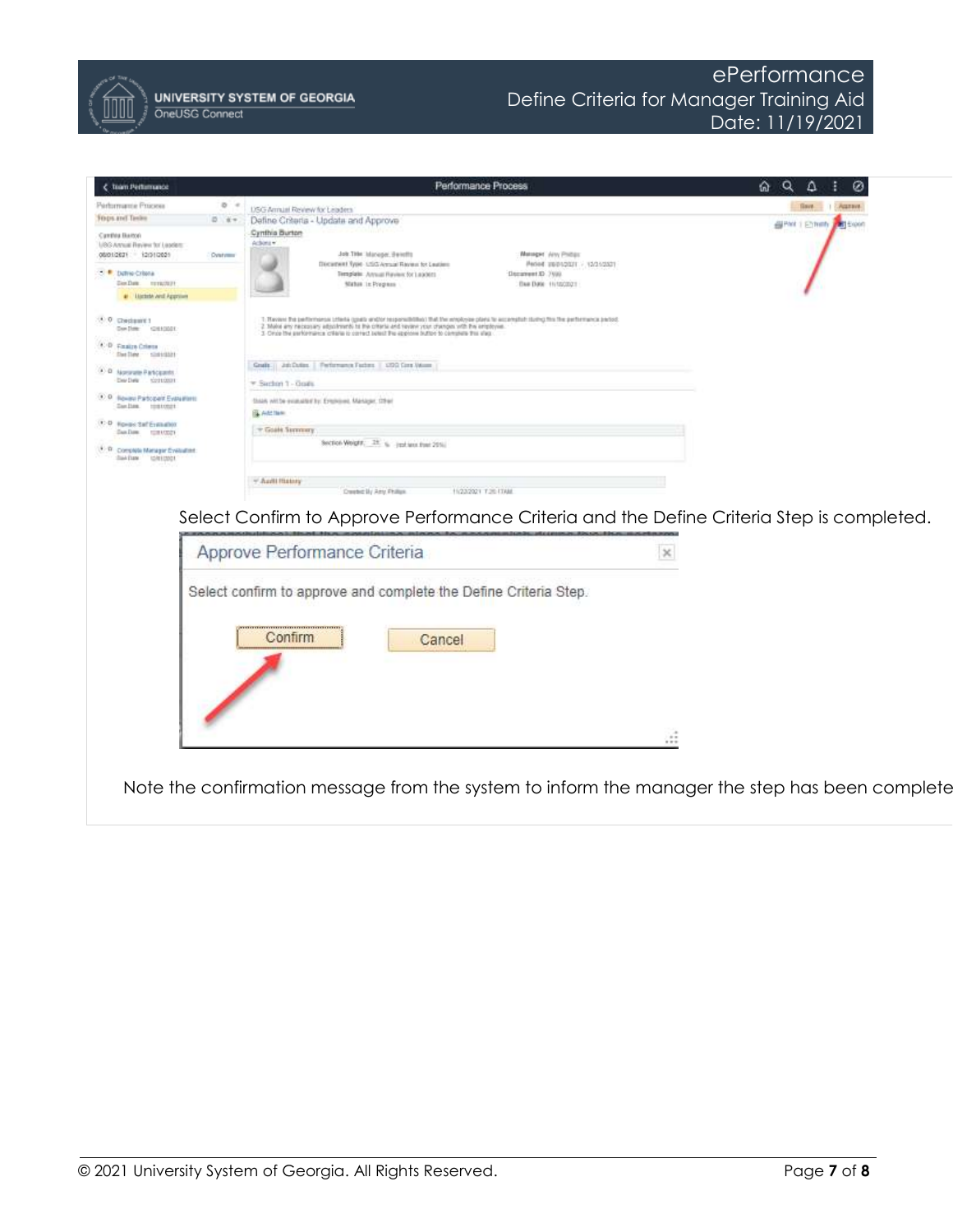Select Confirm to Approve Performance Criteria and the Define Criteria Step is completed.

Note the confirmation message from the system to inform the manager the step has been complete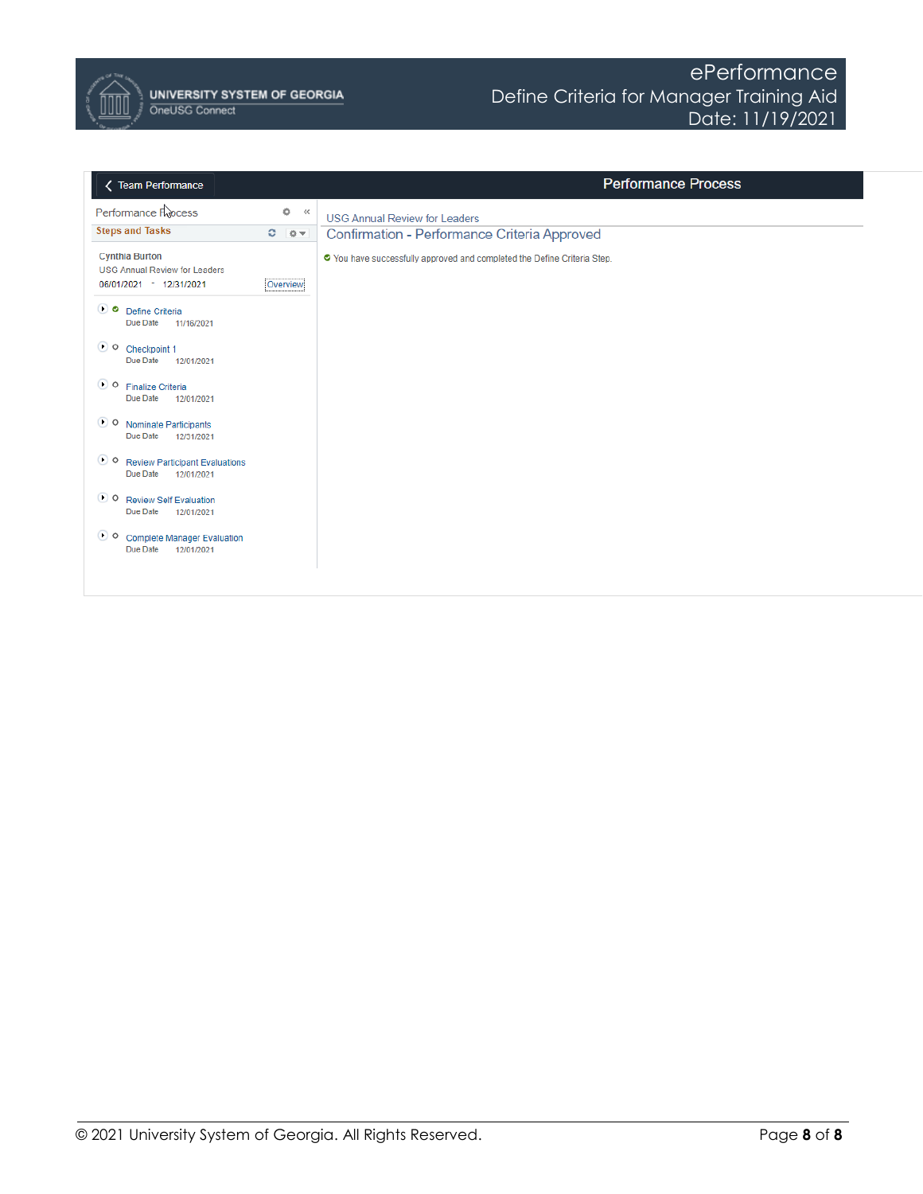Team Performance

Performance Process

Performance Process

Steps and Tasks

Cynthia Burton
USG Annual Review for Leaders
06/01/2021 - 12/31/2021 Overview

- Define Criteria
  Due Date 11/16/2021
- Checkpoint 1
  Due Date 12/01/2021
- Finalize Criteria
  Due Date 12/01/2021
- Nominate Participants
  Due Date 12/31/2021
- Review Participant Evaluations
  Due Date 12/01/2021
- Review Self Evaluation
  Due Date 12/01/2021
- Complete Manager Evaluation
  Due Date 12/01/2021

USG Annual Review for Leaders

Confirmation - Performance Criteria Approved

You have successfully approved and completed the Define Criteria Step.